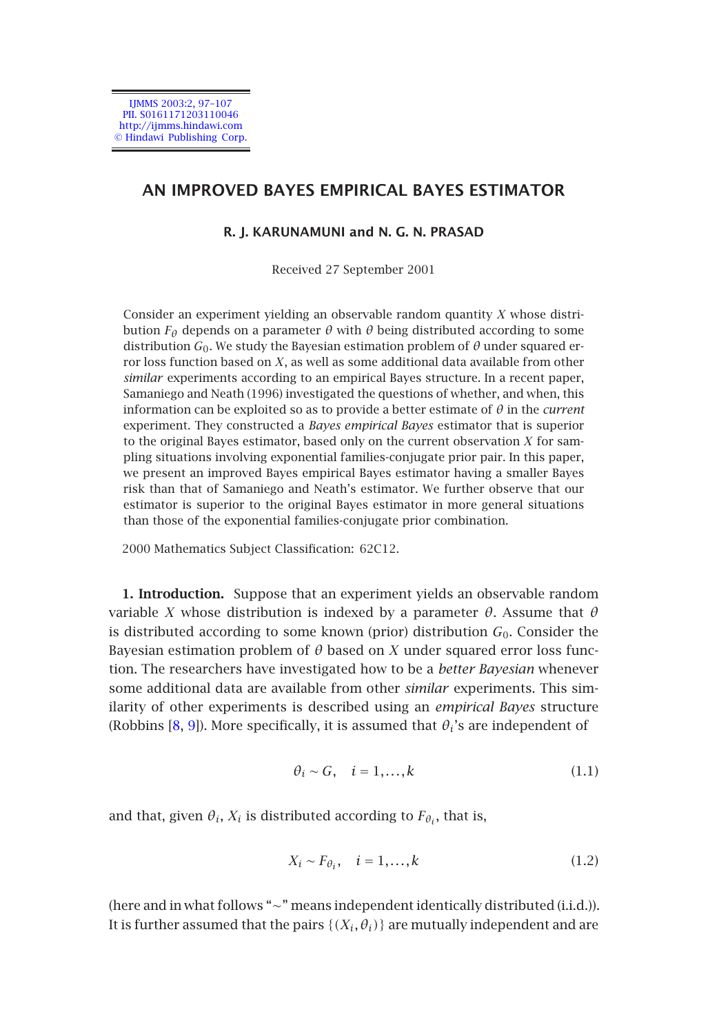# AN IMPROVED BAYES EMPIRICAL BAYES ESTIMATOR

**R. J. KARUNAMUNI and N. G. N. PRASAD**

Received 27 September 2001

Consider an experiment yielding an observable random quantity $X$ whose distribution $F_\theta$ depends on a parameter $\theta$ with $\theta$ being distributed according to some distribution $G_0$. We study the Bayesian estimation problem of $\theta$ under squared error loss function based on $X$, as well as some additional data available from other *similar* experiments according to an empirical Bayes structure. In a recent paper, Samaniego and Neath (1996) investigated the questions of whether, and when, this information can be exploited so as to provide a better estimate of $\theta$ in the *current* experiment. They constructed a *Bayes empirical Bayes* estimator that is superior to the original Bayes estimator, based only on the current observation $X$ for sampling situations involving exponential families-conjugate prior pair. In this paper, we present an improved Bayes empirical Bayes estimator having a smaller Bayes risk than that of Samaniego and Neath's estimator. We further observe that our estimator is superior to the original Bayes estimator in more general situations than those of the exponential families-conjugate prior combination.

2000 Mathematics Subject Classification: 62C12.

**1. Introduction.** Suppose that an experiment yields an observable random variable $X$ whose distribution is indexed by a parameter $\theta$. Assume that $\theta$ is distributed according to some known (prior) distribution $G_0$. Consider the Bayesian estimation problem of $\theta$ based on $X$ under squared error loss function. The researchers have investigated how to be a *better Bayesian* whenever some additional data are available from other *similar* experiments. This similarity of other experiments is described using an *empirical Bayes* structure (Robbins [8, 9]). More specifically, it is assumed that $\theta_i$'s are independent of

$$\theta_i \sim G, \quad i = 1, \ldots, k \tag{1.1}$$

and that, given $\theta_i$, $X_i$ is distributed according to $F_{\theta_i}$, that is,

$$X_i \sim F_{\theta_i}, \quad i = 1, \ldots, k \tag{1.2}$$

(here and in what follows "$\sim$" means independent identically distributed (i.i.d.)). It is further assumed that the pairs $\{(X_i, \theta_i)\}$ are mutually independent and are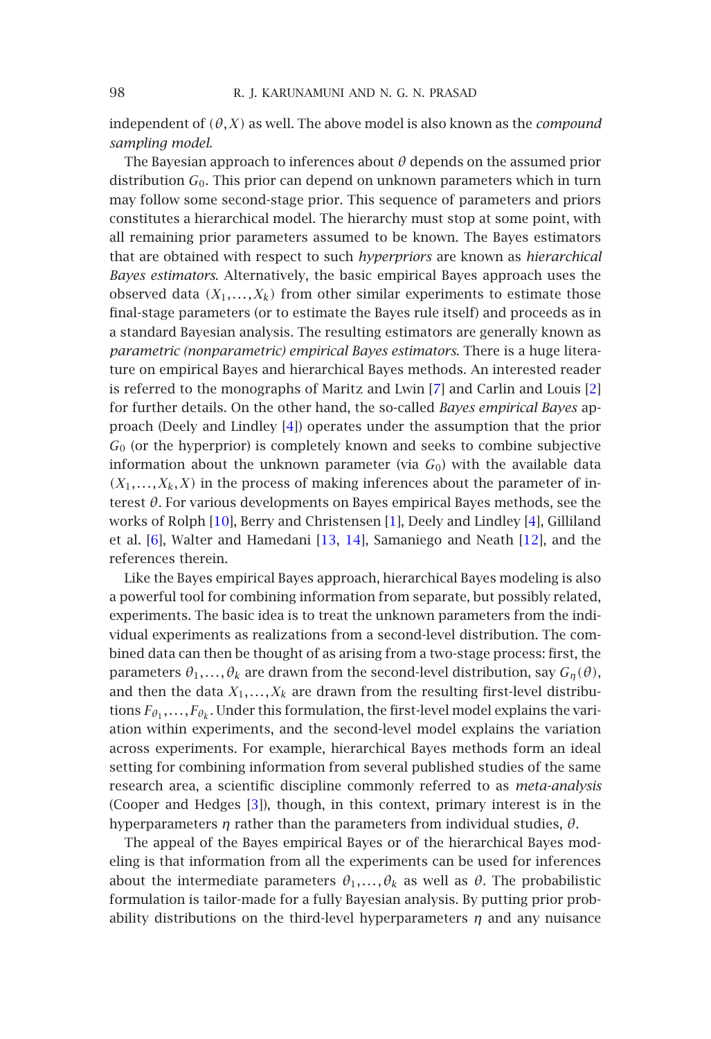independent of $(\theta, X)$ as well. The above model is also known as the *compound sampling model*.

The Bayesian approach to inferences about $\theta$ depends on the assumed prior distribution $G_0$. This prior can depend on unknown parameters which in turn may follow some second-stage prior. This sequence of parameters and priors constitutes a hierarchical model. The hierarchy must stop at some point, with all remaining prior parameters assumed to be known. The Bayes estimators that are obtained with respect to such *hyperpriors* are known as *hierarchical Bayes estimators*. Alternatively, the basic empirical Bayes approach uses the observed data $(X_1, \ldots, X_k)$ from other similar experiments to estimate those final-stage parameters (or to estimate the Bayes rule itself) and proceeds as in a standard Bayesian analysis. The resulting estimators are generally known as *parametric (nonparametric) empirical Bayes estimators*. There is a huge literature on empirical Bayes and hierarchical Bayes methods. An interested reader is referred to the monographs of Maritz and Lwin [7] and Carlin and Louis [2] for further details. On the other hand, the so-called *Bayes empirical Bayes* approach (Deely and Lindley [4]) operates under the assumption that the prior $G_0$ (or the hyperprior) is completely known and seeks to combine subjective information about the unknown parameter (via $G_0$) with the available data $(X_1, \ldots, X_k, X)$ in the process of making inferences about the parameter of interest $\theta$. For various developments on Bayes empirical Bayes methods, see the works of Rolph [10], Berry and Christensen [1], Deely and Lindley [4], Gilliland et al. [6], Walter and Hamedani [13, 14], Samaniego and Neath [12], and the references therein.

Like the Bayes empirical Bayes approach, hierarchical Bayes modeling is also a powerful tool for combining information from separate, but possibly related, experiments. The basic idea is to treat the unknown parameters from the individual experiments as realizations from a second-level distribution. The combined data can then be thought of as arising from a two-stage process: first, the parameters $\theta_1, \ldots, \theta_k$ are drawn from the second-level distribution, say $G_\eta(\theta)$, and then the data $X_1, \ldots, X_k$ are drawn from the resulting first-level distributions $F_{\theta_1}, \ldots, F_{\theta_k}$. Under this formulation, the first-level model explains the variation within experiments, and the second-level model explains the variation across experiments. For example, hierarchical Bayes methods form an ideal setting for combining information from several published studies of the same research area, a scientific discipline commonly referred to as *meta-analysis* (Cooper and Hedges [3]), though, in this context, primary interest is in the hyperparameters $\eta$ rather than the parameters from individual studies, $\theta$.

The appeal of the Bayes empirical Bayes or of the hierarchical Bayes modeling is that information from all the experiments can be used for inferences about the intermediate parameters $\theta_1, \ldots, \theta_k$ as well as $\theta$. The probabilistic formulation is tailor-made for a fully Bayesian analysis. By putting prior probability distributions on the third-level hyperparameters $\eta$ and any nuisance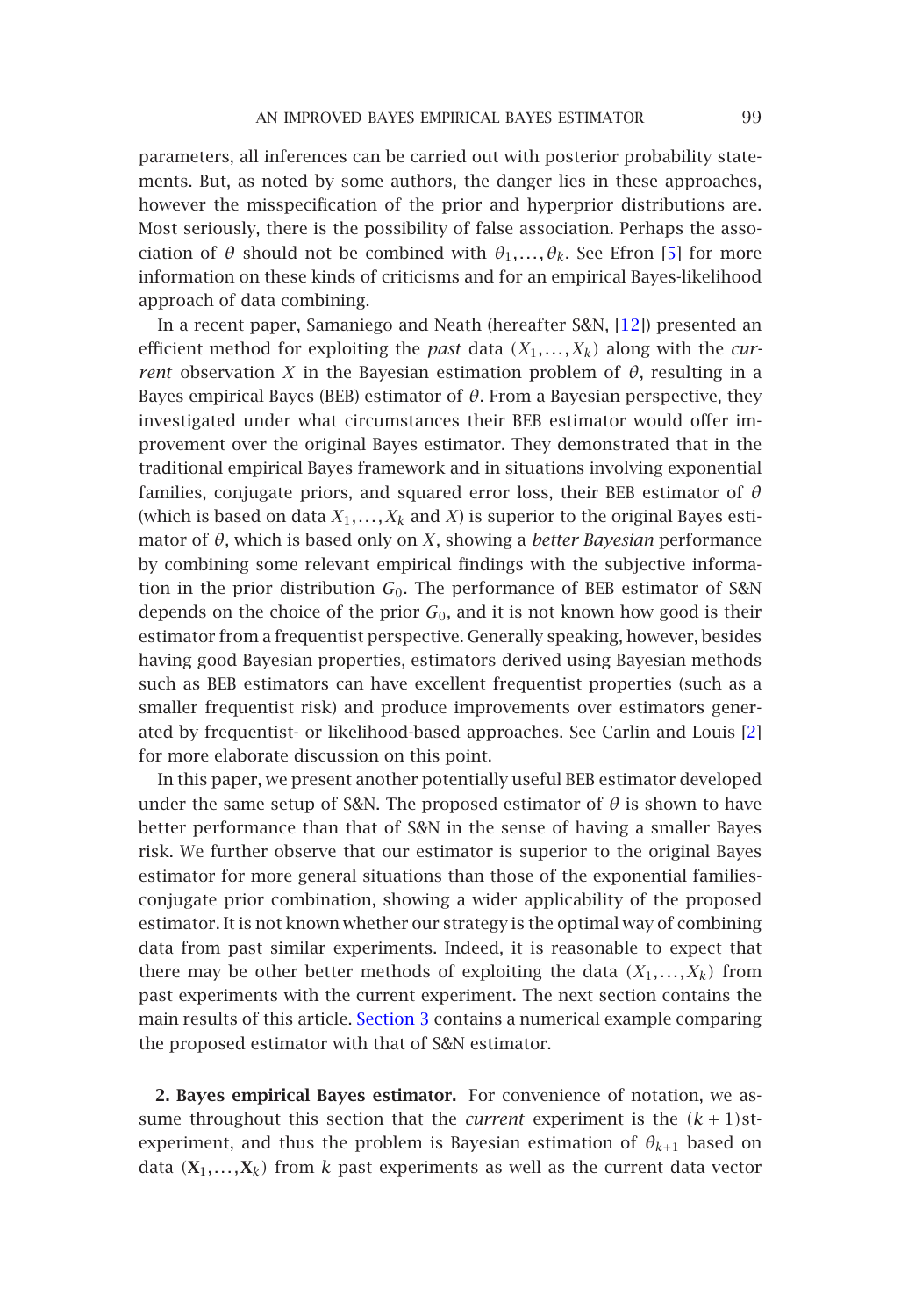parameters, all inferences can be carried out with posterior probability statements. But, as noted by some authors, the danger lies in these approaches, however the misspecification of the prior and hyperprior distributions are. Most seriously, there is the possibility of false association. Perhaps the association of $\theta$ should not be combined with $\theta_1,\ldots,\theta_k$. See Efron [5] for more information on these kinds of criticisms and for an empirical Bayes-likelihood approach of data combining.

In a recent paper, Samaniego and Neath (hereafter S&N, [12]) presented an efficient method for exploiting the *past* data $(X_1,\ldots,X_k)$ along with the *current* observation $X$ in the Bayesian estimation problem of $\theta$, resulting in a Bayes empirical Bayes (BEB) estimator of $\theta$. From a Bayesian perspective, they investigated under what circumstances their BEB estimator would offer improvement over the original Bayes estimator. They demonstrated that in the traditional empirical Bayes framework and in situations involving exponential families, conjugate priors, and squared error loss, their BEB estimator of $\theta$ (which is based on data $X_1,\ldots,X_k$ and $X$) is superior to the original Bayes estimator of $\theta$, which is based only on $X$, showing a *better Bayesian* performance by combining some relevant empirical findings with the subjective information in the prior distribution $G_0$. The performance of BEB estimator of S&N depends on the choice of the prior $G_0$, and it is not known how good is their estimator from a frequentist perspective. Generally speaking, however, besides having good Bayesian properties, estimators derived using Bayesian methods such as BEB estimators can have excellent frequentist properties (such as a smaller frequentist risk) and produce improvements over estimators generated by frequentist- or likelihood-based approaches. See Carlin and Louis [2] for more elaborate discussion on this point.

In this paper, we present another potentially useful BEB estimator developed under the same setup of S&N. The proposed estimator of $\theta$ is shown to have better performance than that of S&N in the sense of having a smaller Bayes risk. We further observe that our estimator is superior to the original Bayes estimator for more general situations than those of the exponential families-conjugate prior combination, showing a wider applicability of the proposed estimator. It is not known whether our strategy is the optimal way of combining data from past similar experiments. Indeed, it is reasonable to expect that there may be other better methods of exploiting the data $(X_1,\ldots,X_k)$ from past experiments with the current experiment. The next section contains the main results of this article. Section 3 contains a numerical example comparing the proposed estimator with that of S&N estimator.

## 2. Bayes empirical Bayes estimator.

For convenience of notation, we assume throughout this section that the *current* experiment is the $(k+1)$st-experiment, and thus the problem is Bayesian estimation of $\theta_{k+1}$ based on data $(\mathbf{X}_1,\ldots,\mathbf{X}_k)$ from $k$ past experiments as well as the current data vector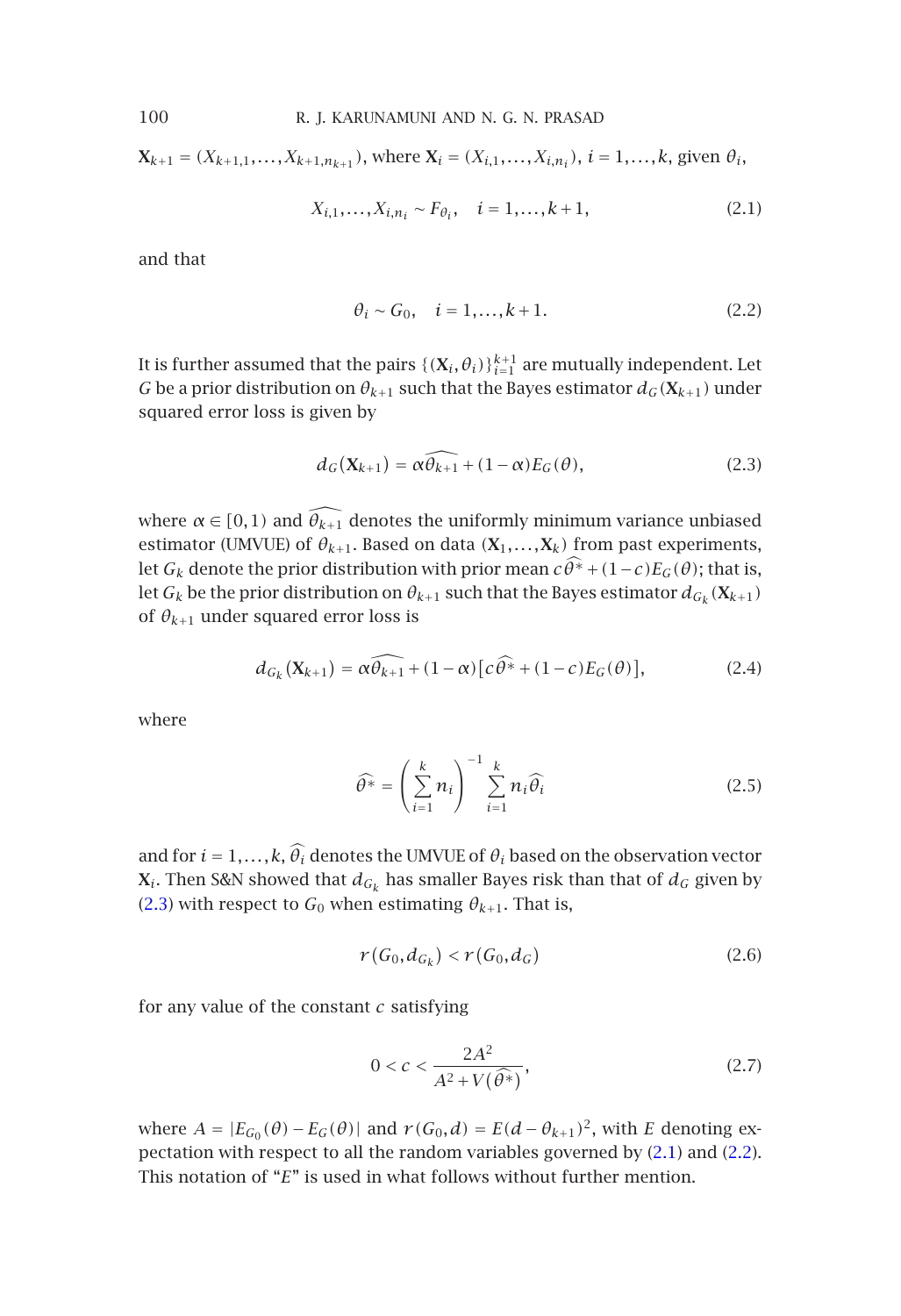$\mathbf{X}_{k+1} = (X_{k+1,1},\ldots,X_{k+1,n_{k+1}})$, where $\mathbf{X}_i = (X_{i,1},\ldots,X_{i,n_i})$, $i = 1,\ldots,k$, given $\theta_i$,

$$X_{i,1},\ldots,X_{i,n_i} \sim F_{\theta_i}, \quad i = 1,\ldots,k+1, \tag{2.1}$$

and that

$$\theta_i \sim G_0, \quad i = 1,\ldots,k+1. \tag{2.2}$$

It is further assumed that the pairs $\{(\mathbf{X}_i,\theta_i)\}_{i=1}^{k+1}$ are mutually independent. Let $G$ be a prior distribution on $\theta_{k+1}$ such that the Bayes estimator $d_G(\mathbf{X}_{k+1})$ under squared error loss is given by

$$d_G(\mathbf{X}_{k+1}) = \alpha\widehat{\theta_{k+1}} + (1-\alpha)E_G(\theta), \tag{2.3}$$

where $\alpha \in [0,1)$ and $\widehat{\theta_{k+1}}$ denotes the uniformly minimum variance unbiased estimator (UMVUE) of $\theta_{k+1}$. Based on data $(\mathbf{X}_1,\ldots,\mathbf{X}_k)$ from past experiments, let $G_k$ denote the prior distribution with prior mean $c\widehat{\theta^*} + (1-c)E_G(\theta)$; that is, let $G_k$ be the prior distribution on $\theta_{k+1}$ such that the Bayes estimator $d_{G_k}(\mathbf{X}_{k+1})$ of $\theta_{k+1}$ under squared error loss is

$$d_{G_k}(\mathbf{X}_{k+1}) = \alpha\widehat{\theta_{k+1}} + (1-\alpha)\big[c\widehat{\theta^*} + (1-c)E_G(\theta)\big], \tag{2.4}$$

where

$$\widehat{\theta^*} = \left(\sum_{i=1}^{k} n_i\right)^{-1} \sum_{i=1}^{k} n_i\widehat{\theta_i} \tag{2.5}$$

and for $i = 1,\ldots,k$, $\widehat{\theta_i}$ denotes the UMVUE of $\theta_i$ based on the observation vector $\mathbf{X}_i$. Then S&N showed that $d_{G_k}$ has smaller Bayes risk than that of $d_G$ given by (2.3) with respect to $G_0$ when estimating $\theta_{k+1}$. That is,

$$r(G_0,d_{G_k}) < r(G_0,d_G) \tag{2.6}$$

for any value of the constant $c$ satisfying

$$0 < c < \frac{2A^2}{A^2 + V(\widehat{\theta^*})}, \tag{2.7}$$

where $A = |E_{G_0}(\theta) - E_G(\theta)|$ and $r(G_0,d) = E(d-\theta_{k+1})^2$, with $E$ denoting expectation with respect to all the random variables governed by (2.1) and (2.2). This notation of "$E$" is used in what follows without further mention.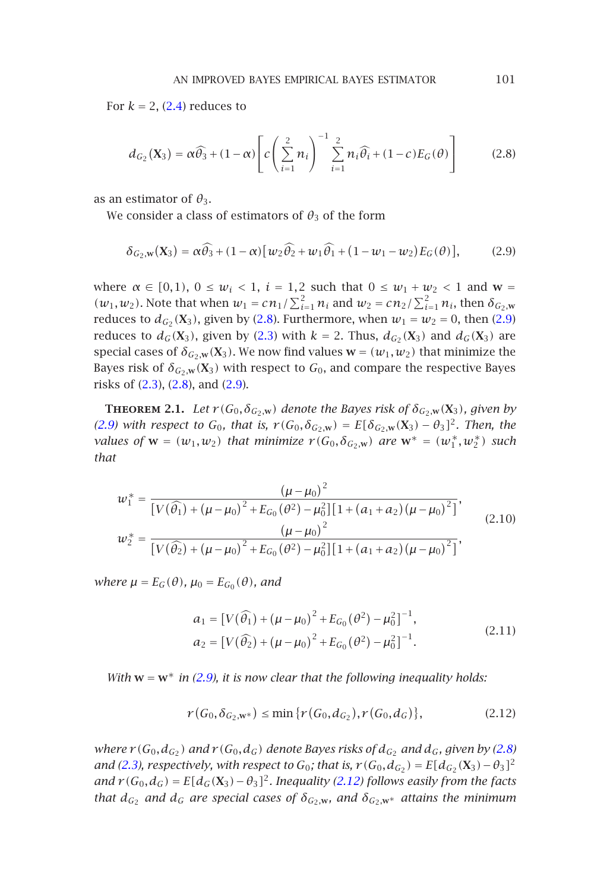For $k=2$, (2.4) reduces to

$$d_{G_2}(\mathbf{X}_3) = \alpha\widehat{\theta_3} + (1-\alpha)\left[c\left(\sum_{i=1}^{2} n_i\right)^{-1}\sum_{i=1}^{2} n_i\widehat{\theta_i} + (1-c)E_G(\theta)\right] \tag{2.8}$$

as an estimator of $\theta_3$.

We consider a class of estimators of $\theta_3$ of the form

$$\delta_{G_2,\mathbf{w}}(\mathbf{X}_3) = \alpha\widehat{\theta_3} + (1-\alpha)\left[w_2\widehat{\theta_2} + w_1\widehat{\theta_1} + (1-w_1-w_2)E_G(\theta)\right], \tag{2.9}$$

where $\alpha \in [0,1)$, $0 \leq w_i < 1$, $i = 1,2$ such that $0 \leq w_1 + w_2 < 1$ and $\mathbf{w} = (w_1, w_2)$. Note that when $w_1 = cn_1/\sum_{i=1}^{2} n_i$ and $w_2 = cn_2/\sum_{i=1}^{2} n_i$, then $\delta_{G_2,\mathbf{w}}$ reduces to $d_{G_2}(\mathbf{X}_3)$, given by (2.8). Furthermore, when $w_1 = w_2 = 0$, then (2.9) reduces to $d_G(\mathbf{X}_3)$, given by (2.3) with $k = 2$. Thus, $d_{G_2}(\mathbf{X}_3)$ and $d_G(\mathbf{X}_3)$ are special cases of $\delta_{G_2,\mathbf{w}}(\mathbf{X}_3)$. We now find values $\mathbf{w} = (w_1, w_2)$ that minimize the Bayes risk of $\delta_{G_2,\mathbf{w}}(\mathbf{X}_3)$ with respect to $G_0$, and compare the respective Bayes risks of (2.3), (2.8), and (2.9).

**Theorem 2.1.** *Let $r(G_0, \delta_{G_2,\mathbf{w}})$ denote the Bayes risk of $\delta_{G_2,\mathbf{w}}(\mathbf{X}_3)$, given by (2.9) with respect to $G_0$, that is, $r(G_0, \delta_{G_2,\mathbf{w}}) = E[\delta_{G_2,\mathbf{w}}(\mathbf{X}_3) - \theta_3]^2$. Then, the values of $\mathbf{w} = (w_1, w_2)$ that minimize $r(G_0, \delta_{G_2,\mathbf{w}})$ are $\mathbf{w}^* = (w_1^*, w_2^*)$ such that*

$$\begin{aligned} w_1^* &= \frac{(\mu-\mu_0)^2}{\left[V(\widehat{\theta_1}) + (\mu-\mu_0)^2 + E_{G_0}(\theta^2) - \mu_0^2\right]\left[1 + (a_1+a_2)(\mu-\mu_0)^2\right]}, \\ w_2^* &= \frac{(\mu-\mu_0)^2}{\left[V(\widehat{\theta_2}) + (\mu-\mu_0)^2 + E_{G_0}(\theta^2) - \mu_0^2\right]\left[1 + (a_1+a_2)(\mu-\mu_0)^2\right]}, \end{aligned} \tag{2.10}$$

*where $\mu = E_G(\theta)$, $\mu_0 = E_{G_0}(\theta)$, and*

$$\begin{aligned} a_1 &= \left[V(\widehat{\theta_1}) + (\mu-\mu_0)^2 + E_{G_0}(\theta^2) - \mu_0^2\right]^{-1}, \\ a_2 &= \left[V(\widehat{\theta_2}) + (\mu-\mu_0)^2 + E_{G_0}(\theta^2) - \mu_0^2\right]^{-1}. \end{aligned} \tag{2.11}$$

*With $\mathbf{w} = \mathbf{w}^*$ in (2.9), it is now clear that the following inequality holds:*

$$r(G_0, \delta_{G_2,\mathbf{w}^*}) \leq \min\{r(G_0, d_{G_2}), r(G_0, d_G)\}, \tag{2.12}$$

*where $r(G_0, d_{G_2})$ and $r(G_0, d_G)$ denote Bayes risks of $d_{G_2}$ and $d_G$, given by (2.8) and (2.3), respectively, with respect to $G_0$; that is, $r(G_0, d_{G_2}) = E[d_{G_2}(\mathbf{X}_3) - \theta_3]^2$ and $r(G_0, d_G) = E[d_G(\mathbf{X}_3) - \theta_3]^2$. Inequality (2.12) follows easily from the facts that $d_{G_2}$ and $d_G$ are special cases of $\delta_{G_2,\mathbf{w}}$, and $\delta_{G_2,\mathbf{w}^*}$ attains the minimum*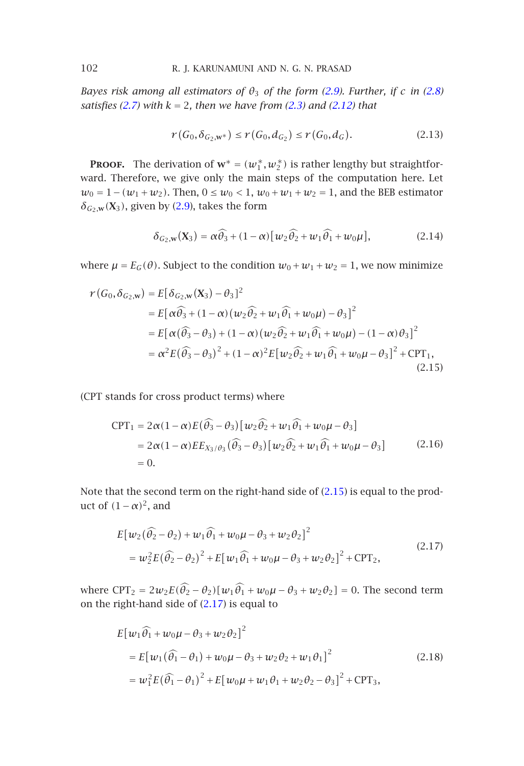*Bayes risk among all estimators of $\theta_3$ of the form (2.9). Further, if $c$ in (2.8) satisfies (2.7) with $k = 2$, then we have from (2.3) and (2.12) that*

$$r(G_0, \delta_{G_2,\mathbf{w}^*}) \le r(G_0, d_{G_2}) \le r(G_0, d_G). \tag{2.13}$$

**Proof.** The derivation of $\mathbf{w}^* = (w_1^*, w_2^*)$ is rather lengthy but straightforward. Therefore, we give only the main steps of the computation here. Let $w_0 = 1 - (w_1 + w_2)$. Then, $0 \le w_0 < 1$, $w_0 + w_1 + w_2 = 1$, and the BEB estimator $\delta_{G_2,\mathbf{w}}(\mathbf{X}_3)$, given by (2.9), takes the form

$$\delta_{G_2,\mathbf{w}}(\mathbf{X}_3) = \alpha\widehat{\theta_3} + (1-\alpha)\left[w_2\widehat{\theta_2} + w_1\widehat{\theta_1} + w_0\mu\right], \tag{2.14}$$

where $\mu = E_G(\theta)$. Subject to the condition $w_0 + w_1 + w_2 = 1$, we now minimize

$$\begin{aligned}
r(G_0, \delta_{G_2,\mathbf{w}}) &= E\left[\delta_{G_2,\mathbf{w}}(\mathbf{X}_3) - \theta_3\right]^2 \\
&= E\left[\alpha\widehat{\theta_3} + (1-\alpha)(w_2\widehat{\theta_2} + w_1\widehat{\theta_1} + w_0\mu) - \theta_3\right]^2 \\
&= E\left[\alpha(\widehat{\theta_3} - \theta_3) + (1-\alpha)(w_2\widehat{\theta_2} + w_1\widehat{\theta_1} + w_0\mu) - (1-\alpha)\theta_3\right]^2 \\
&= \alpha^2 E(\widehat{\theta_3} - \theta_3)^2 + (1-\alpha)^2 E\left[w_2\widehat{\theta_2} + w_1\widehat{\theta_1} + w_0\mu - \theta_3\right]^2 + \mathrm{CPT}_1,
\end{aligned} \tag{2.15}$$

(CPT stands for cross product terms) where

$$\begin{aligned}
\mathrm{CPT}_1 &= 2\alpha(1-\alpha)E(\widehat{\theta_3} - \theta_3)\left[w_2\widehat{\theta_2} + w_1\widehat{\theta_1} + w_0\mu - \theta_3\right] \\
&= 2\alpha(1-\alpha)EE_{X_3/\theta_3}(\widehat{\theta_3} - \theta_3)\left[w_2\widehat{\theta_2} + w_1\widehat{\theta_1} + w_0\mu - \theta_3\right] \\
&= 0.
\end{aligned} \tag{2.16}$$

Note that the second term on the right-hand side of (2.15) is equal to the product of $(1-\alpha)^2$, and

$$\begin{aligned}
&E\left[w_2(\widehat{\theta_2} - \theta_2) + w_1\widehat{\theta_1} + w_0\mu - \theta_3 + w_2\theta_2\right]^2 \\
&\quad = w_2^2 E(\widehat{\theta_2} - \theta_2)^2 + E\left[w_1\widehat{\theta_1} + w_0\mu - \theta_3 + w_2\theta_2\right]^2 + \mathrm{CPT}_2,
\end{aligned} \tag{2.17}$$

where $\mathrm{CPT}_2 = 2w_2 E(\widehat{\theta_2} - \theta_2)\left[w_1\widehat{\theta_1} + w_0\mu - \theta_3 + w_2\theta_2\right] = 0$. The second term on the right-hand side of (2.17) is equal to

$$\begin{aligned}
&E\left[w_1\widehat{\theta_1} + w_0\mu - \theta_3 + w_2\theta_2\right]^2 \\
&\quad = E\left[w_1(\widehat{\theta_1} - \theta_1) + w_0\mu - \theta_3 + w_2\theta_2 + w_1\theta_1\right]^2 \\
&\quad = w_1^2 E(\widehat{\theta_1} - \theta_1)^2 + E\left[w_0\mu + w_1\theta_1 + w_2\theta_2 - \theta_3\right]^2 + \mathrm{CPT}_3,
\end{aligned} \tag{2.18}$$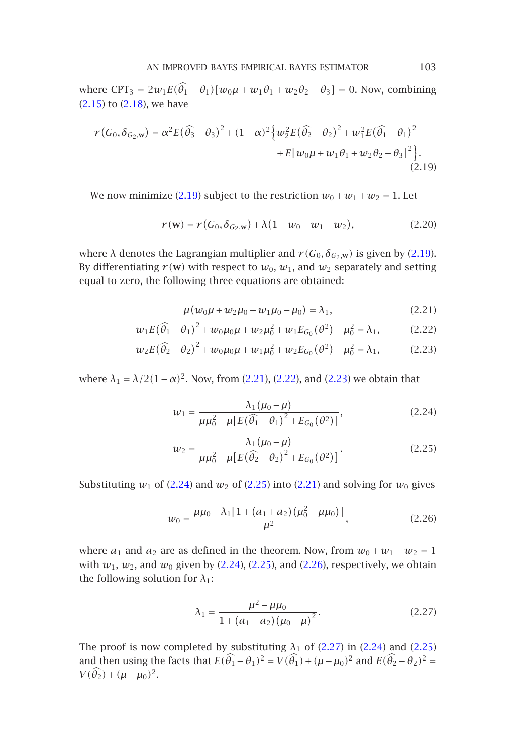where $\text{CPT}_3 = 2w_1 E(\widehat{\theta_1} - \theta_1)[w_0\mu + w_1\theta_1 + w_2\theta_2 - \theta_3] = 0$. Now, combining (2.15) to (2.18), we have

$$r(G_0, \delta_{G_2,\mathbf{w}}) = \alpha^2 E(\widehat{\theta_3} - \theta_3)^2 + (1-\alpha)^2 \Big\{ w_2^2 E(\widehat{\theta_2} - \theta_2)^2 + w_1^2 E(\widehat{\theta_1} - \theta_1)^2 + E[w_0\mu + w_1\theta_1 + w_2\theta_2 - \theta_3]^2 \Big\}. \tag{2.19}$$

We now minimize (2.19) subject to the restriction $w_0 + w_1 + w_2 = 1$. Let

$$r(\mathbf{w}) = r(G_0, \delta_{G_2,\mathbf{w}}) + \lambda(1 - w_0 - w_1 - w_2), \tag{2.20}$$

where $\lambda$ denotes the Lagrangian multiplier and $r(G_0, \delta_{G_2,\mathbf{w}})$ is given by (2.19). By differentiating $r(\mathbf{w})$ with respect to $w_0$, $w_1$, and $w_2$ separately and setting equal to zero, the following three equations are obtained:

$$\mu(w_0\mu + w_2\mu_0 + w_1\mu_0 - \mu_0) = \lambda_1, \tag{2.21}$$

$$w_1 E(\widehat{\theta_1} - \theta_1)^2 + w_0\mu_0\mu + w_2\mu_0^2 + w_1 E_{G_0}(\theta^2) - \mu_0^2 = \lambda_1, \tag{2.22}$$

$$w_2 E(\widehat{\theta_2} - \theta_2)^2 + w_0\mu_0\mu + w_1\mu_0^2 + w_2 E_{G_0}(\theta^2) - \mu_0^2 = \lambda_1, \tag{2.23}$$

where $\lambda_1 = \lambda/2(1-\alpha)^2$. Now, from (2.21), (2.22), and (2.23) we obtain that

$$w_1 = \frac{\lambda_1(\mu_0 - \mu)}{\mu\mu_0^2 - \mu[E(\widehat{\theta_1} - \theta_1)^2 + E_{G_0}(\theta^2)]}, \tag{2.24}$$

$$w_2 = \frac{\lambda_1(\mu_0 - \mu)}{\mu\mu_0^2 - \mu[E(\widehat{\theta_2} - \theta_2)^2 + E_{G_0}(\theta^2)]}. \tag{2.25}$$

Substituting $w_1$ of (2.24) and $w_2$ of (2.25) into (2.21) and solving for $w_0$ gives

$$w_0 = \frac{\mu\mu_0 + \lambda_1[1 + (a_1 + a_2)(\mu_0^2 - \mu\mu_0)]}{\mu^2}, \tag{2.26}$$

where $a_1$ and $a_2$ are as defined in the theorem. Now, from $w_0 + w_1 + w_2 = 1$ with $w_1$, $w_2$, and $w_0$ given by (2.24), (2.25), and (2.26), respectively, we obtain the following solution for $\lambda_1$:

$$\lambda_1 = \frac{\mu^2 - \mu\mu_0}{1 + (a_1 + a_2)(\mu_0 - \mu)^2}. \tag{2.27}$$

The proof is now completed by substituting $\lambda_1$ of (2.27) in (2.24) and (2.25) and then using the facts that $E(\widehat{\theta_1} - \theta_1)^2 = V(\widehat{\theta_1}) + (\mu - \mu_0)^2$ and $E(\widehat{\theta_2} - \theta_2)^2 = V(\widehat{\theta_2}) + (\mu - \mu_0)^2$. □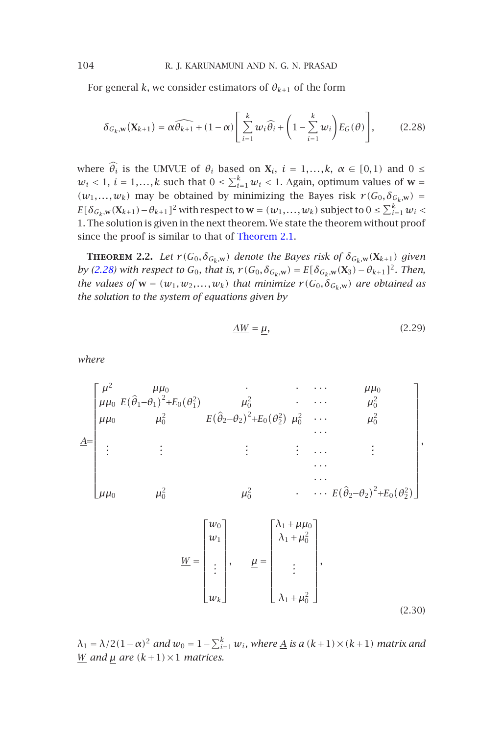For general $k$, we consider estimators of $\theta_{k+1}$ of the form

$$\delta_{G_k,\mathbf{w}}(\mathbf{X}_{k+1}) = \alpha\widehat{\theta_{k+1}} + (1-\alpha)\left[\sum_{i=1}^{k} w_i\widehat{\theta}_i + \left(1-\sum_{i=1}^{k} w_i\right)E_G(\theta)\right], \tag{2.28}$$

where $\widehat{\theta_i}$ is the UMVUE of $\theta_i$ based on $\mathbf{X}_i$, $i = 1,\ldots,k$, $\alpha \in [0,1)$ and $0 \le w_i < 1$, $i = 1,\ldots,k$ such that $0 \le \sum_{i=1}^{k} w_i < 1$. Again, optimum values of $\mathbf{w} = (w_1,\ldots,w_k)$ may be obtained by minimizing the Bayes risk $r(G_0,\delta_{G_k,\mathbf{w}}) = E[\delta_{G_k,\mathbf{w}}(\mathbf{X}_{k+1}) - \theta_{k+1}]^2$ with respect to $\mathbf{w} = (w_1,\ldots,w_k)$ subject to $0 \le \sum_{i=1}^{k} w_i < 1$. The solution is given in the next theorem. We state the theorem without proof since the proof is similar to that of Theorem 2.1.

**Theorem 2.2.** *Let $r(G_0,\delta_{G_k,\mathbf{w}})$ denote the Bayes risk of $\delta_{G_k,\mathbf{w}}(\mathbf{X}_{k+1})$ given by (2.28) with respect to $G_0$, that is, $r(G_0,\delta_{G_k,\mathbf{w}}) = E[\delta_{G_k,\mathbf{w}}(\mathbf{X}_3) - \theta_{k+1}]^2$. Then, the values of $\mathbf{w} = (w_1,w_2,\ldots,w_k)$ that minimize $r(G_0,\delta_{G_k,\mathbf{w}})$ are obtained as the solution to the system of equations given by*

$$\underline{A}\underline{W} = \underline{\mu}, \tag{2.29}$$

*where*

$$\underline{A}=\begin{bmatrix} \mu^2 & \mu\mu_0 & \cdot & \cdot & \cdots & \mu\mu_0 \\ \mu\mu_0 & E(\hat{\theta}_1-\theta_1)^2+E_0(\theta_1^2) & \mu_0^2 & \cdot & \cdots & \mu_0^2 \\ \mu\mu_0 & \mu_0^2 & E(\hat{\theta}_2-\theta_2)^2+E_0(\theta_2^2) & \mu_0^2 & \cdots & \mu_0^2 \\ & & & & \cdots & \\ \vdots & \vdots & \vdots & \vdots & \cdots & \vdots \\ & & & & \cdots & \\ & & & & \cdots & \\ \mu\mu_0 & \mu_0^2 & \mu_0^2 & \cdot & \cdots & E(\hat{\theta}_2-\theta_2)^2+E_0(\theta_2^2) \end{bmatrix},$$

$$\underline{W} = \begin{bmatrix} w_0 \\ w_1 \\ \\ \vdots \\ \\ w_k \end{bmatrix}, \qquad \underline{\mu} = \begin{bmatrix} \lambda_1+\mu\mu_0 \\ \lambda_1+\mu_0^2 \\ \\ \vdots \\ \\ \lambda_1+\mu_0^2 \end{bmatrix}, \tag{2.30}$$

*$\lambda_1 = \lambda/2(1-\alpha)^2$ and $w_0 = 1-\sum_{i=1}^{k} w_i$, where $\underline{A}$ is a $(k+1)\times(k+1)$ matrix and $\underline{W}$ and $\underline{\mu}$ are $(k+1)\times 1$ matrices.*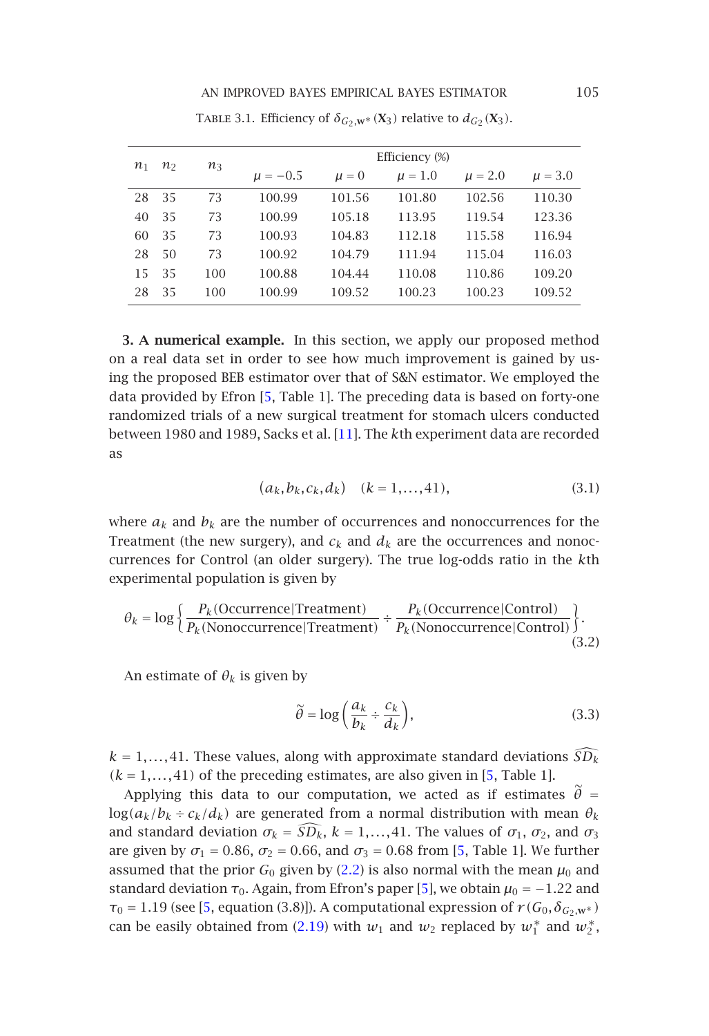TABLE 3.1. Efficiency of $\delta_{G_2,\mathbf{w}^*}(\mathbf{X}_3)$ relative to $d_{G_2}(\mathbf{X}_3)$.

| $n_1$ | $n_2$ | $n_3$ | Efficiency (%) | | | | |
|---|---|---|---|---|---|---|---|
| | | | $\mu = -0.5$ | $\mu = 0$ | $\mu = 1.0$ | $\mu = 2.0$ | $\mu = 3.0$ |
| 28 | 35 | 73 | 100.99 | 101.56 | 101.80 | 102.56 | 110.30 |
| 40 | 35 | 73 | 100.99 | 105.18 | 113.95 | 119.54 | 123.36 |
| 60 | 35 | 73 | 100.93 | 104.83 | 112.18 | 115.58 | 116.94 |
| 28 | 50 | 73 | 100.92 | 104.79 | 111.94 | 115.04 | 116.03 |
| 15 | 35 | 100 | 100.88 | 104.44 | 110.08 | 110.86 | 109.20 |
| 28 | 35 | 100 | 100.99 | 109.52 | 100.23 | 100.23 | 109.52 |

**3. A numerical example.** In this section, we apply our proposed method on a real data set in order to see how much improvement is gained by using the proposed BEB estimator over that of S&N estimator. We employed the data provided by Efron [5, Table 1]. The preceding data is based on forty-one randomized trials of a new surgical treatment for stomach ulcers conducted between 1980 and 1989, Sacks et al. [11]. The $k$th experiment data are recorded as

$$(a_k, b_k, c_k, d_k) \quad (k = 1, \ldots, 41), \tag{3.1}$$

where $a_k$ and $b_k$ are the number of occurrences and nonoccurrences for the Treatment (the new surgery), and $c_k$ and $d_k$ are the occurrences and nonoccurrences for Control (an older surgery). The true log-odds ratio in the $k$th experimental population is given by

$$\theta_k = \log\left\{\frac{P_k(\text{Occurrence}|\text{Treatment})}{P_k(\text{Nonoccurrence}|\text{Treatment})} \div \frac{P_k(\text{Occurrence}|\text{Control})}{P_k(\text{Nonoccurrence}|\text{Control})}\right\}. \tag{3.2}$$

An estimate of $\theta_k$ is given by

$$\tilde{\theta} = \log\left(\frac{a_k}{b_k} \div \frac{c_k}{d_k}\right), \tag{3.3}$$

$k = 1, \ldots, 41$. These values, along with approximate standard deviations $\widehat{SD_k}$ $(k = 1, \ldots, 41)$ of the preceding estimates, are also given in [5, Table 1].

Applying this data to our computation, we acted as if estimates $\tilde{\theta} = \log(a_k/b_k \div c_k/d_k)$ are generated from a normal distribution with mean $\theta_k$ and standard deviation $\sigma_k = \widehat{SD_k}$, $k = 1, \ldots, 41$. The values of $\sigma_1$, $\sigma_2$, and $\sigma_3$ are given by $\sigma_1 = 0.86$, $\sigma_2 = 0.66$, and $\sigma_3 = 0.68$ from [5, Table 1]. We further assumed that the prior $G_0$ given by (2.2) is also normal with the mean $\mu_0$ and standard deviation $\tau_0$. Again, from Efron's paper [5], we obtain $\mu_0 = -1.22$ and $\tau_0 = 1.19$ (see [5, equation (3.8)]). A computational expression of $r(G_0, \delta_{G_2,\mathbf{w}^*})$ can be easily obtained from (2.19) with $w_1$ and $w_2$ replaced by $w_1^*$ and $w_2^*$,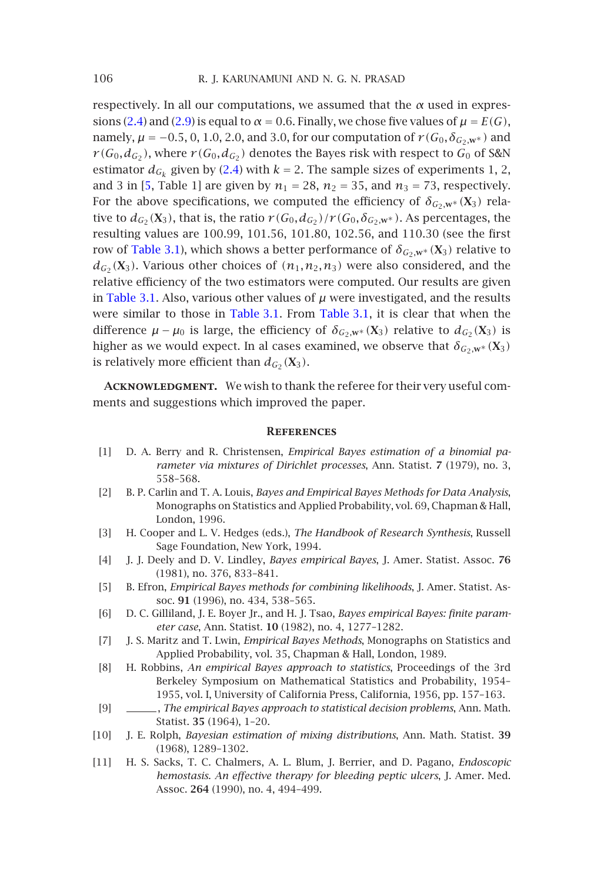respectively. In all our computations, we assumed that the $\alpha$ used in expressions (2.4) and (2.9) is equal to $\alpha = 0.6$. Finally, we chose five values of $\mu = E(G)$, namely, $\mu = -0.5$, 0, 1.0, 2.0, and 3.0, for our computation of $r(G_0, \delta_{G_2,\mathbf{w}^*})$ and $r(G_0, d_{G_2})$, where $r(G_0, d_{G_2})$ denotes the Bayes risk with respect to $G_0$ of S&N estimator $d_{G_k}$ given by (2.4) with $k = 2$. The sample sizes of experiments 1, 2, and 3 in [5, Table 1] are given by $n_1 = 28$, $n_2 = 35$, and $n_3 = 73$, respectively. For the above specifications, we computed the efficiency of $\delta_{G_2,\mathbf{w}^*}(\mathbf{X}_3)$ relative to $d_{G_2}(\mathbf{X}_3)$, that is, the ratio $r(G_0, d_{G_2})/r(G_0, \delta_{G_2,\mathbf{w}^*})$. As percentages, the resulting values are 100.99, 101.56, 101.80, 102.56, and 110.30 (see the first row of Table 3.1), which shows a better performance of $\delta_{G_2,\mathbf{w}^*}(\mathbf{X}_3)$ relative to $d_{G_2}(\mathbf{X}_3)$. Various other choices of $(n_1, n_2, n_3)$ were also considered, and the relative efficiency of the two estimators were computed. Our results are given in Table 3.1. Also, various other values of $\mu$ were investigated, and the results were similar to those in Table 3.1. From Table 3.1, it is clear that when the difference $\mu - \mu_0$ is large, the efficiency of $\delta_{G_2,\mathbf{w}^*}(\mathbf{X}_3)$ relative to $d_{G_2}(\mathbf{X}_3)$ is higher as we would expect. In al cases examined, we observe that $\delta_{G_2,\mathbf{w}^*}(\mathbf{X}_3)$ is relatively more efficient than $d_{G_2}(\mathbf{X}_3)$.

**Acknowledgment.** We wish to thank the referee for their very useful comments and suggestions which improved the paper.

## References

[1] D. A. Berry and R. Christensen, *Empirical Bayes estimation of a binomial parameter via mixtures of Dirichlet processes*, Ann. Statist. **7** (1979), no. 3, 558–568.

[2] B. P. Carlin and T. A. Louis, *Bayes and Empirical Bayes Methods for Data Analysis*, Monographs on Statistics and Applied Probability, vol. 69, Chapman & Hall, London, 1996.

[3] H. Cooper and L. V. Hedges (eds.), *The Handbook of Research Synthesis*, Russell Sage Foundation, New York, 1994.

[4] J. J. Deely and D. V. Lindley, *Bayes empirical Bayes*, J. Amer. Statist. Assoc. **76** (1981), no. 376, 833–841.

[5] B. Efron, *Empirical Bayes methods for combining likelihoods*, J. Amer. Statist. Assoc. **91** (1996), no. 434, 538–565.

[6] D. C. Gilliland, J. E. Boyer Jr., and H. J. Tsao, *Bayes empirical Bayes: finite parameter case*, Ann. Statist. **10** (1982), no. 4, 1277–1282.

[7] J. S. Maritz and T. Lwin, *Empirical Bayes Methods*, Monographs on Statistics and Applied Probability, vol. 35, Chapman & Hall, London, 1989.

[8] H. Robbins, *An empirical Bayes approach to statistics*, Proceedings of the 3rd Berkeley Symposium on Mathematical Statistics and Probability, 1954–1955, vol. I, University of California Press, California, 1956, pp. 157–163.

[9] ______, *The empirical Bayes approach to statistical decision problems*, Ann. Math. Statist. **35** (1964), 1–20.

[10] J. E. Rolph, *Bayesian estimation of mixing distributions*, Ann. Math. Statist. **39** (1968), 1289–1302.

[11] H. S. Sacks, T. C. Chalmers, A. L. Blum, J. Berrier, and D. Pagano, *Endoscopic hemostasis. An effective therapy for bleeding peptic ulcers*, J. Amer. Med. Assoc. **264** (1990), no. 4, 494–499.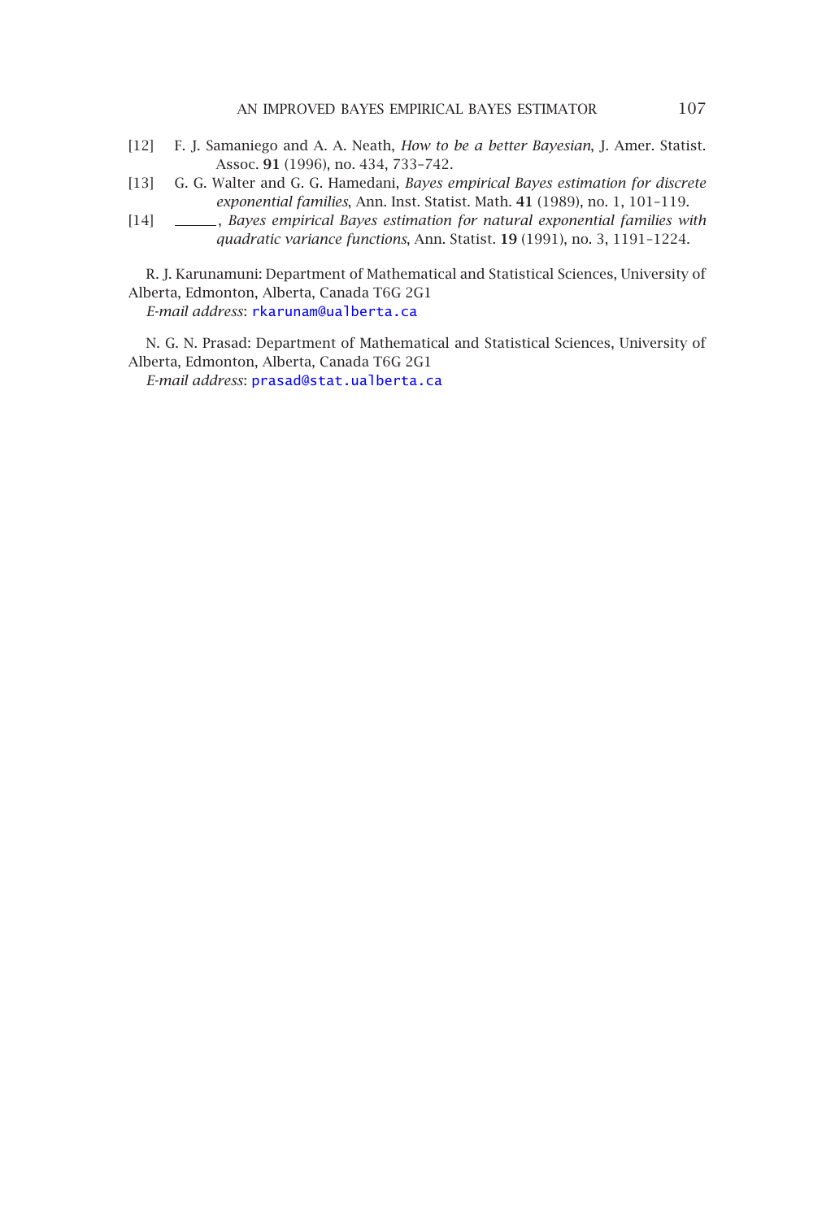[12] F. J. Samaniego and A. A. Neath, *How to be a better Bayesian*, J. Amer. Statist. Assoc. **91** (1996), no. 434, 733–742.

[13] G. G. Walter and G. G. Hamedani, *Bayes empirical Bayes estimation for discrete exponential families*, Ann. Inst. Statist. Math. **41** (1989), no. 1, 101–119.

[14] ______, *Bayes empirical Bayes estimation for natural exponential families with quadratic variance functions*, Ann. Statist. **19** (1991), no. 3, 1191–1224.

R. J. Karunamuni: Department of Mathematical and Statistical Sciences, University of Alberta, Edmonton, Alberta, Canada T6G 2G1
*E-mail address*: rkarunam@ualberta.ca

N. G. N. Prasad: Department of Mathematical and Statistical Sciences, University of Alberta, Edmonton, Alberta, Canada T6G 2G1
*E-mail address*: prasad@stat.ualberta.ca